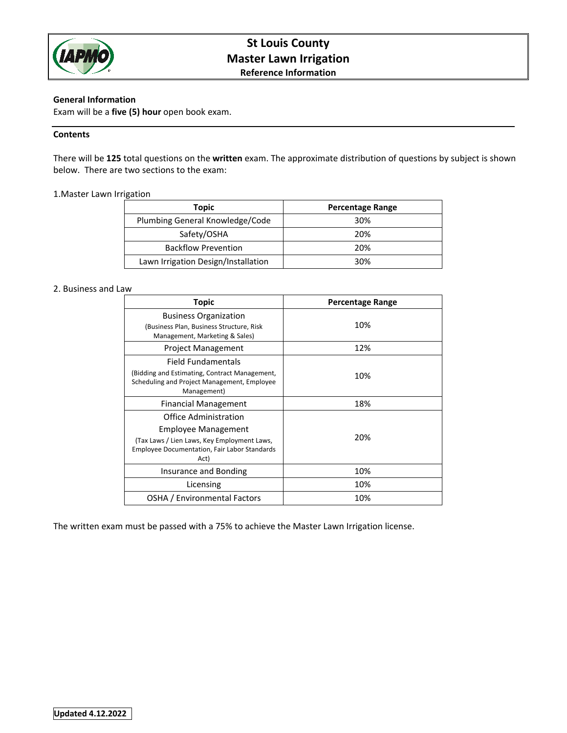# St Louis County
# Master Lawn Irrigation
### Reference Information

**General Information**

Exam will be a **five (5) hour** open book exam.

---

**Contents**

There will be **125** total questions on the **written** exam. The approximate distribution of questions by subject is shown below. There are two sections to the exam:

1.Master Lawn Irrigation

| Topic | Percentage Range |
|---|---|
| Plumbing General Knowledge/Code | 30% |
| Safety/OSHA | 20% |
| Backflow Prevention | 20% |
| Lawn Irrigation Design/Installation | 30% |

2. Business and Law

| Topic | Percentage Range |
|---|---|
| Business Organization (Business Plan, Business Structure, Risk Management, Marketing & Sales) | 10% |
| Project Management | 12% |
| Field Fundamentals (Bidding and Estimating, Contract Management, Scheduling and Project Management, Employee Management) | 10% |
| Financial Management | 18% |
| Office Administration Employee Management (Tax Laws / Lien Laws, Key Employment Laws, Employee Documentation, Fair Labor Standards Act) | 20% |
| Insurance and Bonding | 10% |
| Licensing | 10% |
| OSHA / Environmental Factors | 10% |

The written exam must be passed with a 75% to achieve the Master Lawn Irrigation license.

**Updated 4.12.2022**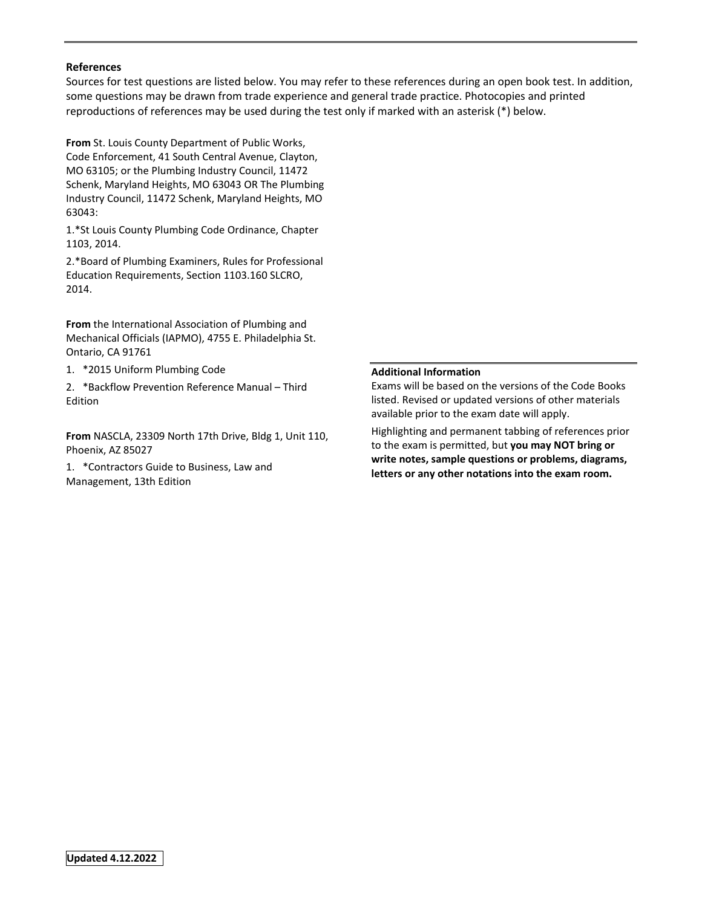## References

Sources for test questions are listed below. You may refer to these references during an open book test. In addition, some questions may be drawn from trade experience and general trade practice. Photocopies and printed reproductions of references may be used during the test only if marked with an asterisk (*) below.

**From** St. Louis County Department of Public Works, Code Enforcement, 41 South Central Avenue, Clayton, MO 63105; or the Plumbing Industry Council, 11472 Schenk, Maryland Heights, MO 63043 OR The Plumbing Industry Council, 11472 Schenk, Maryland Heights, MO 63043:

1.*St Louis County Plumbing Code Ordinance, Chapter 1103, 2014.

2.*Board of Plumbing Examiners, Rules for Professional Education Requirements, Section 1103.160 SLCRO, 2014.

**From** the International Association of Plumbing and Mechanical Officials (IAPMO), 4755 E. Philadelphia St. Ontario, CA 91761

1. *2015 Uniform Plumbing Code
2. *Backflow Prevention Reference Manual – Third Edition

**From** NASCLA, 23309 North 17th Drive, Bldg 1, Unit 110, Phoenix, AZ 85027

1. *Contractors Guide to Business, Law and Management, 13th Edition

## Additional Information

Exams will be based on the versions of the Code Books listed. Revised or updated versions of other materials available prior to the exam date will apply.

Highlighting and permanent tabbing of references prior to the exam is permitted, but **you may NOT bring or write notes, sample questions or problems, diagrams, letters or any other notations into the exam room.**

**Updated 4.12.2022**